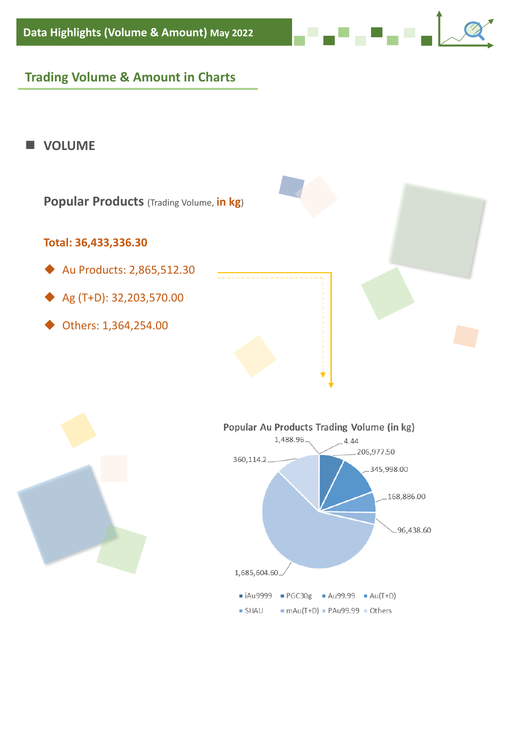# Data Highlights (Volume & Amount) May 2022

## Trading Volume & Amount in Charts

### VOLUME

**Popular Products** (Trading Volume, **in kg**)

**Total: 36,433,336.30**

- Au Products: 2,865,512.30
- Ag (T+D): 32,203,570.00
- Others: 1,364,254.00

Popular Au Products Trading Volume (in kg)

1,488.96
4.44
206,977.50
345,998.00
168,886.00
96,438.60
1,685,604.60
360,114.2

iAu9999
PGC30g
Au99.99
Au(T+D)
SHAU
mAu(T+D)
PAu99.99
Others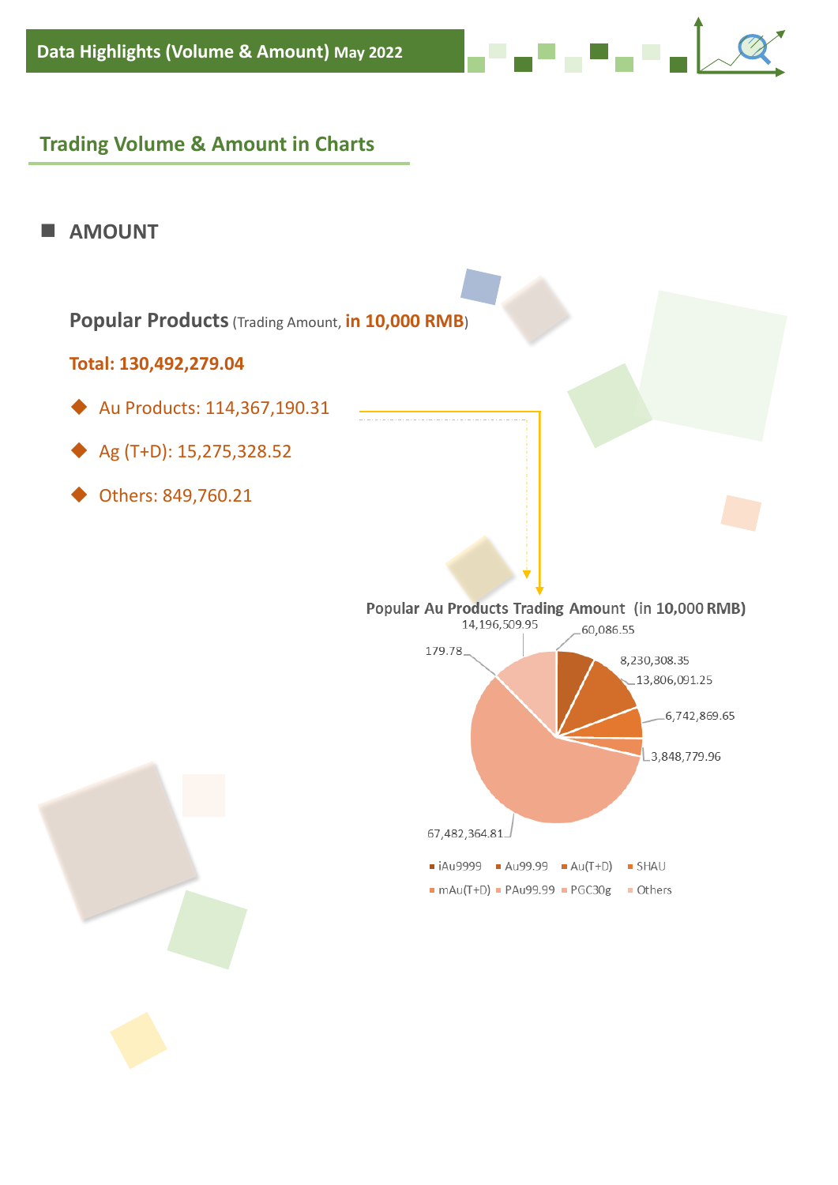## Data Highlights (Volume & Amount) May 2022

### Trading Volume & Amount in Charts

■ **AMOUNT**

**Popular Products** (Trading Amount, **in 10,000 RMB**)

**Total: 130,492,279.04**

- Au Products: 114,367,190.31
- Ag (T+D): 15,275,328.52
- Others: 849,760.21

Popular Au Products Trading Amount (in 10,000 RMB)

14,196,509.95
60,086.55
179.78
8,230,308.35
13,806,091.25
6,742,869.65
3,848,779.96
67,482,364.81

iAu9999, Au99.99, Au(T+D), SHAU, mAu(T+D), PAu99.99, PGC30g, Others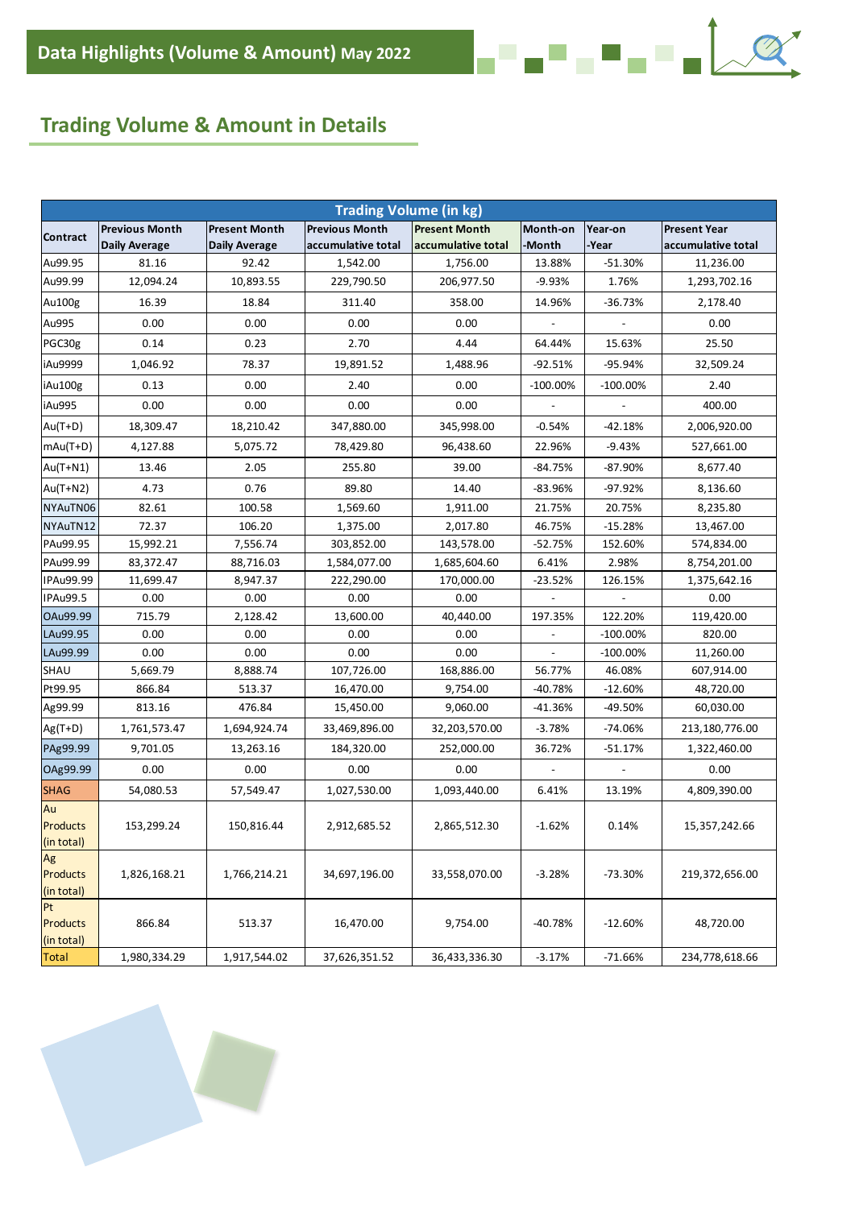# Data Highlights (Volume & Amount) May 2022

## Trading Volume & Amount in Details

| Trading Volume (in kg) | | | | | | | |
|---|---|---|---|---|---|---|---|
| Contract | Previous Month Daily Average | Present Month Daily Average | Previous Month accumulative total | Present Month accumulative total | Month-on -Month | Year-on -Year | Present Year accumulative total |
| Au99.95 | 81.16 | 92.42 | 1,542.00 | 1,756.00 | 13.88% | -51.30% | 11,236.00 |
| Au99.99 | 12,094.24 | 10,893.55 | 229,790.50 | 206,977.50 | -9.93% | 1.76% | 1,293,702.16 |
| Au100g | 16.39 | 18.84 | 311.40 | 358.00 | 14.96% | -36.73% | 2,178.40 |
| Au995 | 0.00 | 0.00 | 0.00 | 0.00 | - | - | 0.00 |
| PGC30g | 0.14 | 0.23 | 2.70 | 4.44 | 64.44% | 15.63% | 25.50 |
| iAu9999 | 1,046.92 | 78.37 | 19,891.52 | 1,488.96 | -92.51% | -95.94% | 32,509.24 |
| iAu100g | 0.13 | 0.00 | 2.40 | 0.00 | -100.00% | -100.00% | 2.40 |
| iAu995 | 0.00 | 0.00 | 0.00 | 0.00 | - | - | 400.00 |
| Au(T+D) | 18,309.47 | 18,210.42 | 347,880.00 | 345,998.00 | -0.54% | -42.18% | 2,006,920.00 |
| mAu(T+D) | 4,127.88 | 5,075.72 | 78,429.80 | 96,438.60 | 22.96% | -9.43% | 527,661.00 |
| Au(T+N1) | 13.46 | 2.05 | 255.80 | 39.00 | -84.75% | -87.90% | 8,677.40 |
| Au(T+N2) | 4.73 | 0.76 | 89.80 | 14.40 | -83.96% | -97.92% | 8,136.60 |
| NYAuTN06 | 82.61 | 100.58 | 1,569.60 | 1,911.00 | 21.75% | 20.75% | 8,235.80 |
| NYAuTN12 | 72.37 | 106.20 | 1,375.00 | 2,017.80 | 46.75% | -15.28% | 13,467.00 |
| PAu99.95 | 15,992.21 | 7,556.74 | 303,852.00 | 143,578.00 | -52.75% | 152.60% | 574,834.00 |
| PAu99.99 | 83,372.47 | 88,716.03 | 1,584,077.00 | 1,685,604.60 | 6.41% | 2.98% | 8,754,201.00 |
| IPAu99.99 | 11,699.47 | 8,947.37 | 222,290.00 | 170,000.00 | -23.52% | 126.15% | 1,375,642.16 |
| IPAu99.5 | 0.00 | 0.00 | 0.00 | 0.00 | - | - | 0.00 |
| OAu99.99 | 715.79 | 2,128.42 | 13,600.00 | 40,440.00 | 197.35% | 122.20% | 119,420.00 |
| LAu99.95 | 0.00 | 0.00 | 0.00 | 0.00 | - | -100.00% | 820.00 |
| LAu99.99 | 0.00 | 0.00 | 0.00 | 0.00 | - | -100.00% | 11,260.00 |
| SHAU | 5,669.79 | 8,888.74 | 107,726.00 | 168,886.00 | 56.77% | 46.08% | 607,914.00 |
| Pt99.95 | 866.84 | 513.37 | 16,470.00 | 9,754.00 | -40.78% | -12.60% | 48,720.00 |
| Ag99.99 | 813.16 | 476.84 | 15,450.00 | 9,060.00 | -41.36% | -49.50% | 60,030.00 |
| Ag(T+D) | 1,761,573.47 | 1,694,924.74 | 33,469,896.00 | 32,203,570.00 | -3.78% | -74.06% | 213,180,776.00 |
| PAg99.99 | 9,701.05 | 13,263.16 | 184,320.00 | 252,000.00 | 36.72% | -51.17% | 1,322,460.00 |
| OAg99.99 | 0.00 | 0.00 | 0.00 | 0.00 | - | - | 0.00 |
| SHAG | 54,080.53 | 57,549.47 | 1,027,530.00 | 1,093,440.00 | 6.41% | 13.19% | 4,809,390.00 |
| Au Products (in total) | 153,299.24 | 150,816.44 | 2,912,685.52 | 2,865,512.30 | -1.62% | 0.14% | 15,357,242.66 |
| Ag Products (in total) | 1,826,168.21 | 1,766,214.21 | 34,697,196.00 | 33,558,070.00 | -3.28% | -73.30% | 219,372,656.00 |
| Pt Products (in total) | 866.84 | 513.37 | 16,470.00 | 9,754.00 | -40.78% | -12.60% | 48,720.00 |
| Total | 1,980,334.29 | 1,917,544.02 | 37,626,351.52 | 36,433,336.30 | -3.17% | -71.66% | 234,778,618.66 |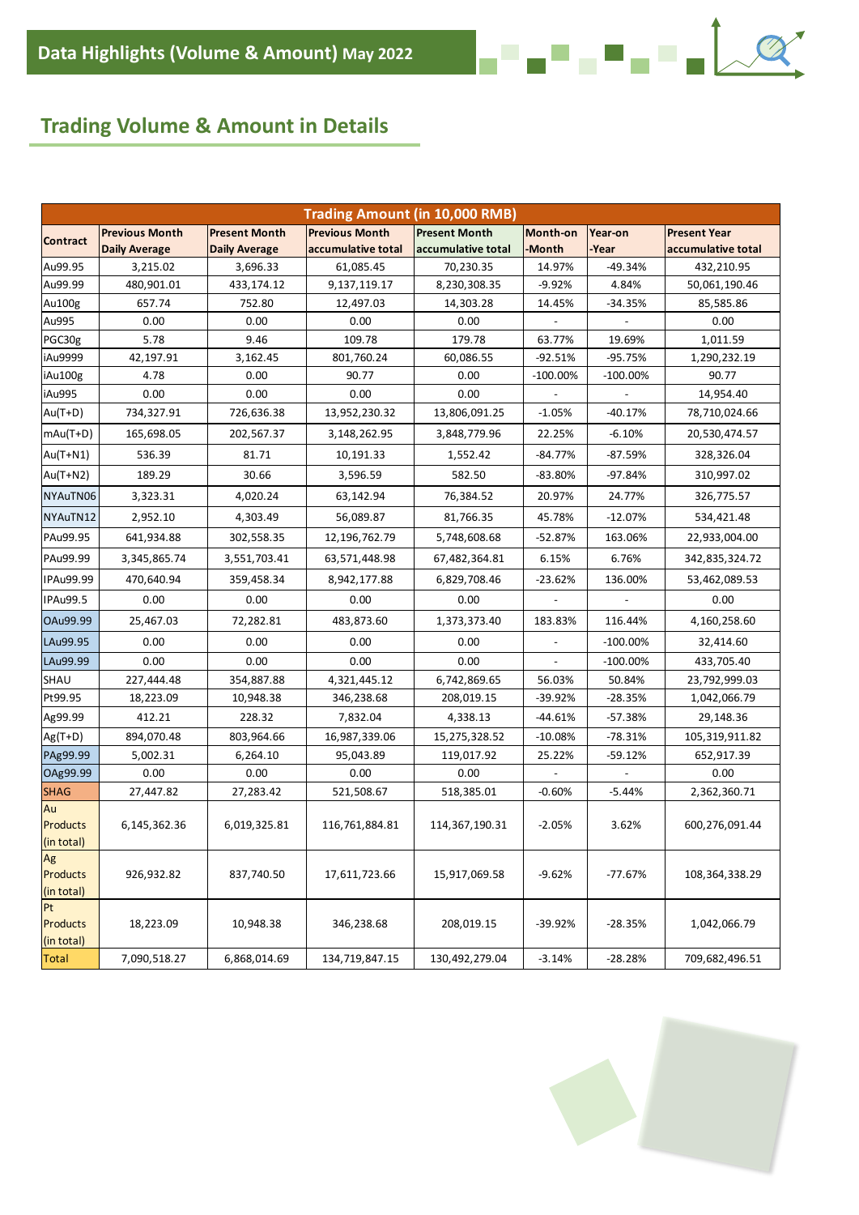## Data Highlights (Volume & Amount) May 2022

## Trading Volume & Amount in Details

| Trading Amount (in 10,000 RMB) | | | | | | | |
|---|---|---|---|---|---|---|---|
| Contract | Previous Month Daily Average | Present Month Daily Average | Previous Month accumulative total | Present Month accumulative total | Month-on-Month | Year-on-Year | Present Year accumulative total |
| Au99.95 | 3,215.02 | 3,696.33 | 61,085.45 | 70,230.35 | 14.97% | -49.34% | 432,210.95 |
| Au99.99 | 480,901.01 | 433,174.12 | 9,137,119.17 | 8,230,308.35 | -9.92% | 4.84% | 50,061,190.46 |
| Au100g | 657.74 | 752.80 | 12,497.03 | 14,303.28 | 14.45% | -34.35% | 85,585.86 |
| Au995 | 0.00 | 0.00 | 0.00 | 0.00 | - | - | 0.00 |
| PGC30g | 5.78 | 9.46 | 109.78 | 179.78 | 63.77% | 19.69% | 1,011.59 |
| iAu9999 | 42,197.91 | 3,162.45 | 801,760.24 | 60,086.55 | -92.51% | -95.75% | 1,290,232.19 |
| iAu100g | 4.78 | 0.00 | 90.77 | 0.00 | -100.00% | -100.00% | 90.77 |
| iAu995 | 0.00 | 0.00 | 0.00 | 0.00 | - | - | 14,954.40 |
| Au(T+D) | 734,327.91 | 726,636.38 | 13,952,230.32 | 13,806,091.25 | -1.05% | -40.17% | 78,710,024.66 |
| mAu(T+D) | 165,698.05 | 202,567.37 | 3,148,262.95 | 3,848,779.96 | 22.25% | -6.10% | 20,530,474.57 |
| Au(T+N1) | 536.39 | 81.71 | 10,191.33 | 1,552.42 | -84.77% | -87.59% | 328,326.04 |
| Au(T+N2) | 189.29 | 30.66 | 3,596.59 | 582.50 | -83.80% | -97.84% | 310,997.02 |
| NYAuTN06 | 3,323.31 | 4,020.24 | 63,142.94 | 76,384.52 | 20.97% | 24.77% | 326,775.57 |
| NYAuTN12 | 2,952.10 | 4,303.49 | 56,089.87 | 81,766.35 | 45.78% | -12.07% | 534,421.48 |
| PAu99.95 | 641,934.88 | 302,558.35 | 12,196,762.79 | 5,748,608.68 | -52.87% | 163.06% | 22,933,004.00 |
| PAu99.99 | 3,345,865.74 | 3,551,703.41 | 63,571,448.98 | 67,482,364.81 | 6.15% | 6.76% | 342,835,324.72 |
| IPAu99.99 | 470,640.94 | 359,458.34 | 8,942,177.88 | 6,829,708.46 | -23.62% | 136.00% | 53,462,089.53 |
| IPAu99.5 | 0.00 | 0.00 | 0.00 | 0.00 | - | - | 0.00 |
| OAu99.99 | 25,467.03 | 72,282.81 | 483,873.60 | 1,373,373.40 | 183.83% | 116.44% | 4,160,258.60 |
| LAu99.95 | 0.00 | 0.00 | 0.00 | 0.00 | - | -100.00% | 32,414.60 |
| LAu99.99 | 0.00 | 0.00 | 0.00 | 0.00 | - | -100.00% | 433,705.40 |
| SHAU | 227,444.48 | 354,887.88 | 4,321,445.12 | 6,742,869.65 | 56.03% | 50.84% | 23,792,999.03 |
| Pt99.95 | 18,223.09 | 10,948.38 | 346,238.68 | 208,019.15 | -39.92% | -28.35% | 1,042,066.79 |
| Ag99.99 | 412.21 | 228.32 | 7,832.04 | 4,338.13 | -44.61% | -57.38% | 29,148.36 |
| Ag(T+D) | 894,070.48 | 803,964.66 | 16,987,339.06 | 15,275,328.52 | -10.08% | -78.31% | 105,319,911.82 |
| PAg99.99 | 5,002.31 | 6,264.10 | 95,043.89 | 119,017.92 | 25.22% | -59.12% | 652,917.39 |
| OAg99.99 | 0.00 | 0.00 | 0.00 | 0.00 | - | - | 0.00 |
| SHAG | 27,447.82 | 27,283.42 | 521,508.67 | 518,385.01 | -0.60% | -5.44% | 2,362,360.71 |
| Au Products (in total) | 6,145,362.36 | 6,019,325.81 | 116,761,884.81 | 114,367,190.31 | -2.05% | 3.62% | 600,276,091.44 |
| Ag Products (in total) | 926,932.82 | 837,740.50 | 17,611,723.66 | 15,917,069.58 | -9.62% | -77.67% | 108,364,338.29 |
| Pt Products (in total) | 18,223.09 | 10,948.38 | 346,238.68 | 208,019.15 | -39.92% | -28.35% | 1,042,066.79 |
| Total | 7,090,518.27 | 6,868,014.69 | 134,719,847.15 | 130,492,279.04 | -3.14% | -28.28% | 709,682,496.51 |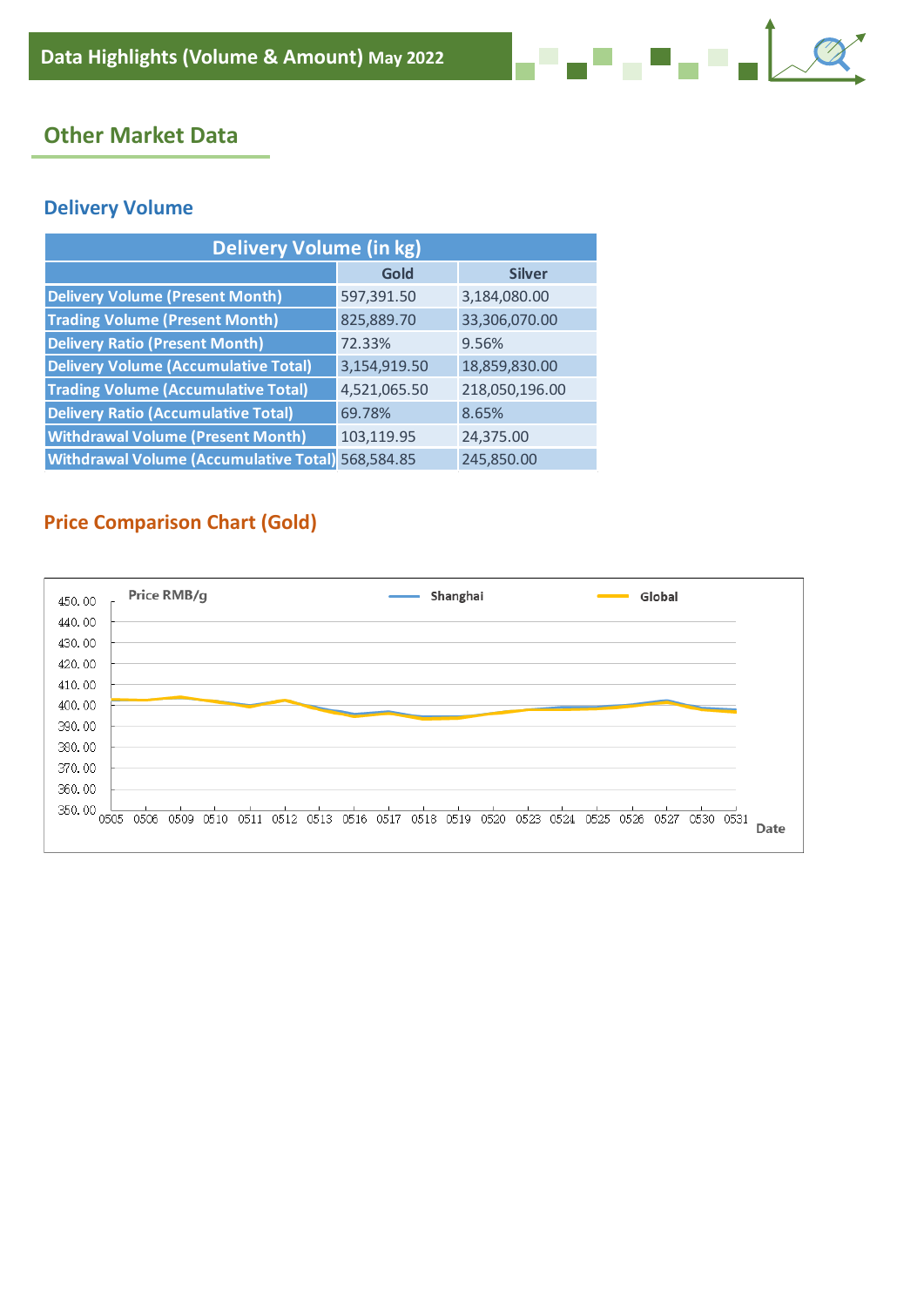# Data Highlights (Volume & Amount) May 2022

## Other Market Data

### Delivery Volume

| Delivery Volume (in kg) | | |
|---|---|---|
| | Gold | Silver |
| Delivery Volume (Present Month) | 597,391.50 | 3,184,080.00 |
| Trading Volume (Present Month) | 825,889.70 | 33,306,070.00 |
| Delivery Ratio (Present Month) | 72.33% | 9.56% |
| Delivery Volume (Accumulative Total) | 3,154,919.50 | 18,859,830.00 |
| Trading Volume (Accumulative Total) | 4,521,065.50 | 218,050,196.00 |
| Delivery Ratio (Accumulative Total) | 69.78% | 8.65% |
| Withdrawal Volume (Present Month) | 103,119.95 | 24,375.00 |
| Withdrawal Volume (Accumulative Total) | 568,584.85 | 245,850.00 |

### Price Comparison Chart (Gold)

Price RMB/g

Shanghai

Global

450.00
440.00
430.00
420.00
410.00
400.00
390.00
380.00
370.00
360.00
350.00

0505 0506 0509 0510 0511 0512 0513 0516 0517 0518 0519 0520 0523 0524 0525 0526 0527 0530 0531

Date